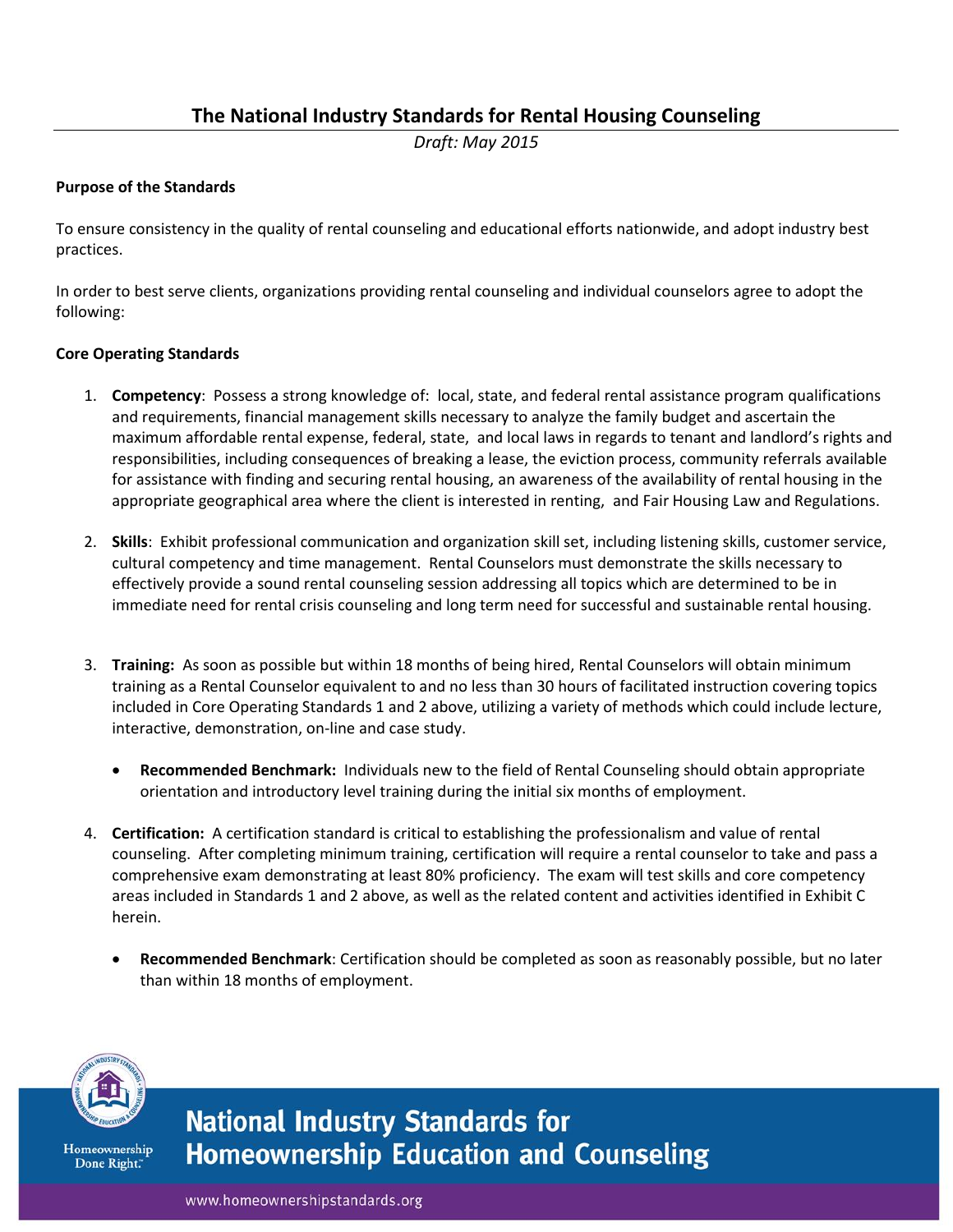# The National Industry Standards for Rental Housing Counseling

*Draft: May 2015*

**Purpose of the Standards**

To ensure consistency in the quality of rental counseling and educational efforts nationwide, and adopt industry best practices.

In order to best serve clients, organizations providing rental counseling and individual counselors agree to adopt the following:

**Core Operating Standards**

1. **Competency**: Possess a strong knowledge of: local, state, and federal rental assistance program qualifications and requirements, financial management skills necessary to analyze the family budget and ascertain the maximum affordable rental expense, federal, state, and local laws in regards to tenant and landlord's rights and responsibilities, including consequences of breaking a lease, the eviction process, community referrals available for assistance with finding and securing rental housing, an awareness of the availability of rental housing in the appropriate geographical area where the client is interested in renting, and Fair Housing Law and Regulations.

2. **Skills**: Exhibit professional communication and organization skill set, including listening skills, customer service, cultural competency and time management. Rental Counselors must demonstrate the skills necessary to effectively provide a sound rental counseling session addressing all topics which are determined to be in immediate need for rental crisis counseling and long term need for successful and sustainable rental housing.

3. **Training:** As soon as possible but within 18 months of being hired, Rental Counselors will obtain minimum training as a Rental Counselor equivalent to and no less than 30 hours of facilitated instruction covering topics included in Core Operating Standards 1 and 2 above, utilizing a variety of methods which could include lecture, interactive, demonstration, on-line and case study.

   - **Recommended Benchmark:** Individuals new to the field of Rental Counseling should obtain appropriate orientation and introductory level training during the initial six months of employment.

4. **Certification:** A certification standard is critical to establishing the professionalism and value of rental counseling. After completing minimum training, certification will require a rental counselor to take and pass a comprehensive exam demonstrating at least 80% proficiency. The exam will test skills and core competency areas included in Standards 1 and 2 above, as well as the related content and activities identified in Exhibit C herein.

   - **Recommended Benchmark**: Certification should be completed as soon as reasonably possible, but no later than within 18 months of employment.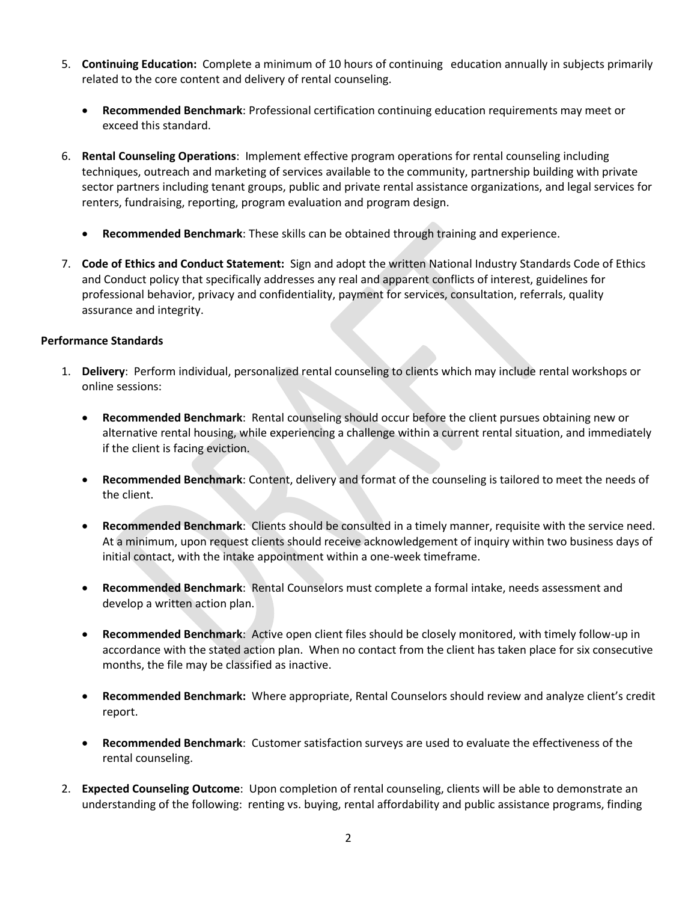5. **Continuing Education:** Complete a minimum of 10 hours of continuing education annually in subjects primarily related to the core content and delivery of rental counseling.

    - **Recommended Benchmark**: Professional certification continuing education requirements may meet or exceed this standard.

6. **Rental Counseling Operations**: Implement effective program operations for rental counseling including techniques, outreach and marketing of services available to the community, partnership building with private sector partners including tenant groups, public and private rental assistance organizations, and legal services for renters, fundraising, reporting, program evaluation and program design.

    - **Recommended Benchmark**: These skills can be obtained through training and experience.

7. **Code of Ethics and Conduct Statement:** Sign and adopt the written National Industry Standards Code of Ethics and Conduct policy that specifically addresses any real and apparent conflicts of interest, guidelines for professional behavior, privacy and confidentiality, payment for services, consultation, referrals, quality assurance and integrity.

**Performance Standards**

1. **Delivery**: Perform individual, personalized rental counseling to clients which may include rental workshops or online sessions:

    - **Recommended Benchmark**: Rental counseling should occur before the client pursues obtaining new or alternative rental housing, while experiencing a challenge within a current rental situation, and immediately if the client is facing eviction.

    - **Recommended Benchmark**: Content, delivery and format of the counseling is tailored to meet the needs of the client.

    - **Recommended Benchmark**: Clients should be consulted in a timely manner, requisite with the service need. At a minimum, upon request clients should receive acknowledgement of inquiry within two business days of initial contact, with the intake appointment within a one-week timeframe.

    - **Recommended Benchmark**: Rental Counselors must complete a formal intake, needs assessment and develop a written action plan.

    - **Recommended Benchmark**: Active open client files should be closely monitored, with timely follow-up in accordance with the stated action plan. When no contact from the client has taken place for six consecutive months, the file may be classified as inactive.

    - **Recommended Benchmark:** Where appropriate, Rental Counselors should review and analyze client's credit report.

    - **Recommended Benchmark**: Customer satisfaction surveys are used to evaluate the effectiveness of the rental counseling.

2. **Expected Counseling Outcome**: Upon completion of rental counseling, clients will be able to demonstrate an understanding of the following: renting vs. buying, rental affordability and public assistance programs, finding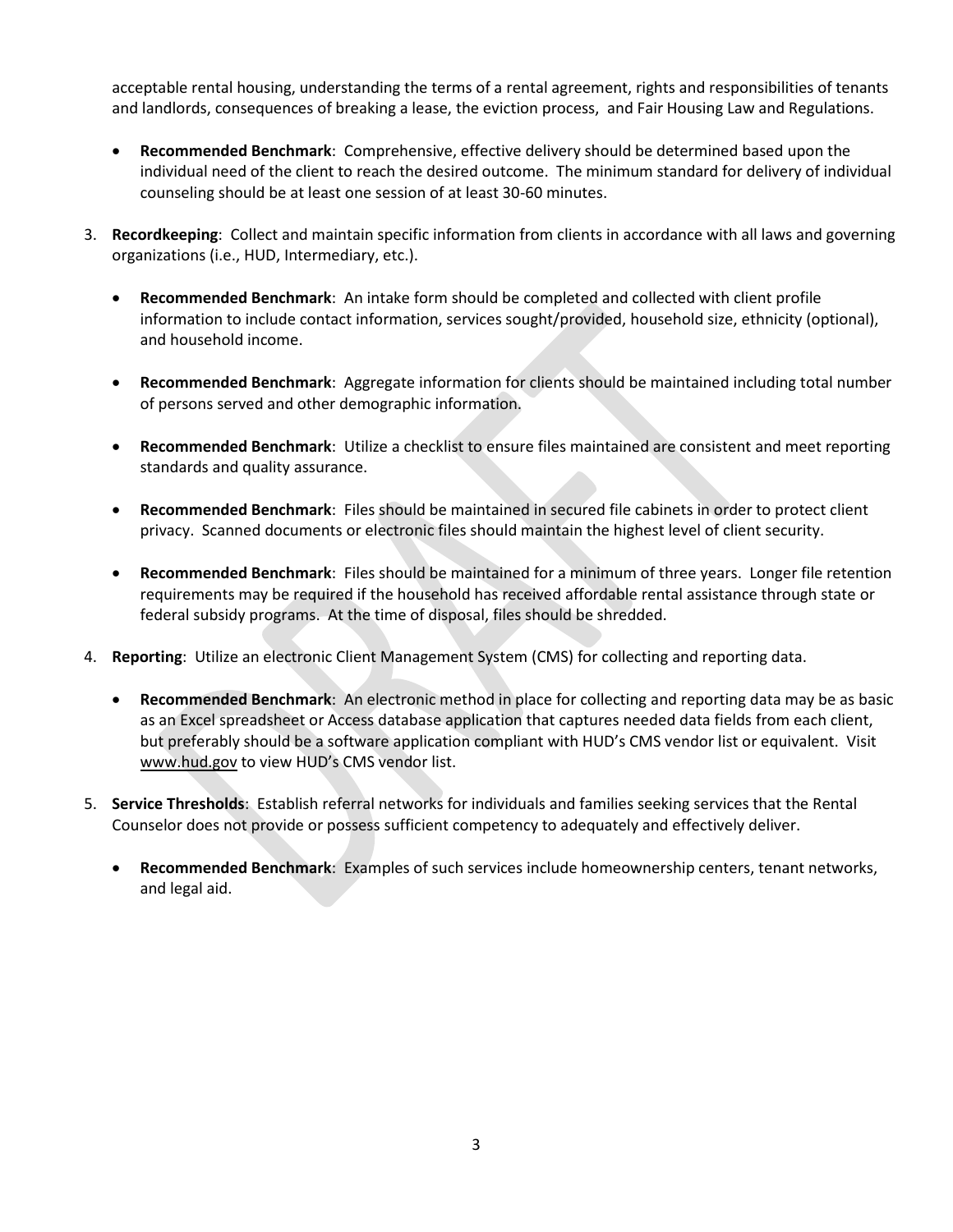acceptable rental housing, understanding the terms of a rental agreement, rights and responsibilities of tenants and landlords, consequences of breaking a lease, the eviction process, and Fair Housing Law and Regulations.

- **Recommended Benchmark**: Comprehensive, effective delivery should be determined based upon the individual need of the client to reach the desired outcome. The minimum standard for delivery of individual counseling should be at least one session of at least 30-60 minutes.

3. **Recordkeeping**: Collect and maintain specific information from clients in accordance with all laws and governing organizations (i.e., HUD, Intermediary, etc.).

   - **Recommended Benchmark**: An intake form should be completed and collected with client profile information to include contact information, services sought/provided, household size, ethnicity (optional), and household income.

   - **Recommended Benchmark**: Aggregate information for clients should be maintained including total number of persons served and other demographic information.

   - **Recommended Benchmark**: Utilize a checklist to ensure files maintained are consistent and meet reporting standards and quality assurance.

   - **Recommended Benchmark**: Files should be maintained in secured file cabinets in order to protect client privacy. Scanned documents or electronic files should maintain the highest level of client security.

   - **Recommended Benchmark**: Files should be maintained for a minimum of three years. Longer file retention requirements may be required if the household has received affordable rental assistance through state or federal subsidy programs. At the time of disposal, files should be shredded.

4. **Reporting**: Utilize an electronic Client Management System (CMS) for collecting and reporting data.

   - **Recommended Benchmark**: An electronic method in place for collecting and reporting data may be as basic as an Excel spreadsheet or Access database application that captures needed data fields from each client, but preferably should be a software application compliant with HUD's CMS vendor list or equivalent. Visit www.hud.gov to view HUD's CMS vendor list.

5. **Service Thresholds**: Establish referral networks for individuals and families seeking services that the Rental Counselor does not provide or possess sufficient competency to adequately and effectively deliver.

   - **Recommended Benchmark**: Examples of such services include homeownership centers, tenant networks, and legal aid.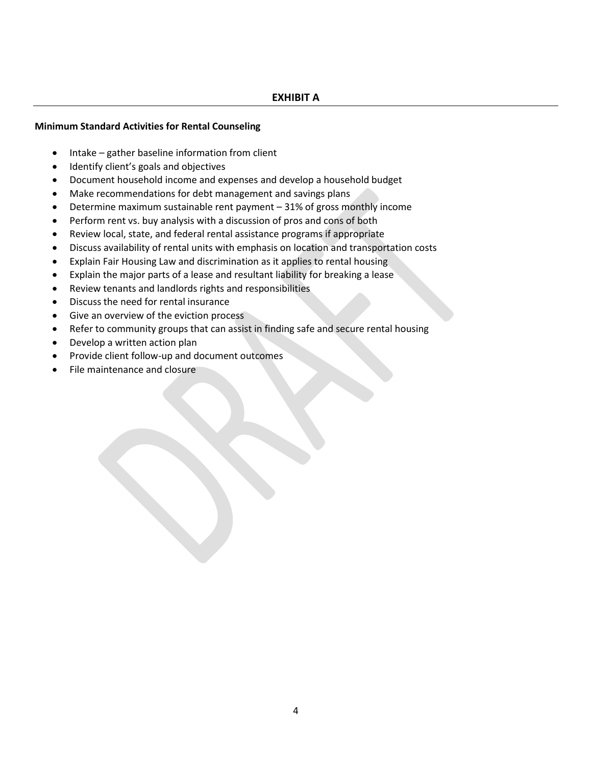## EXHIBIT A

**Minimum Standard Activities for Rental Counseling**

- Intake – gather baseline information from client
- Identify client's goals and objectives
- Document household income and expenses and develop a household budget
- Make recommendations for debt management and savings plans
- Determine maximum sustainable rent payment – 31% of gross monthly income
- Perform rent vs. buy analysis with a discussion of pros and cons of both
- Review local, state, and federal rental assistance programs if appropriate
- Discuss availability of rental units with emphasis on location and transportation costs
- Explain Fair Housing Law and discrimination as it applies to rental housing
- Explain the major parts of a lease and resultant liability for breaking a lease
- Review tenants and landlords rights and responsibilities
- Discuss the need for rental insurance
- Give an overview of the eviction process
- Refer to community groups that can assist in finding safe and secure rental housing
- Develop a written action plan
- Provide client follow-up and document outcomes
- File maintenance and closure